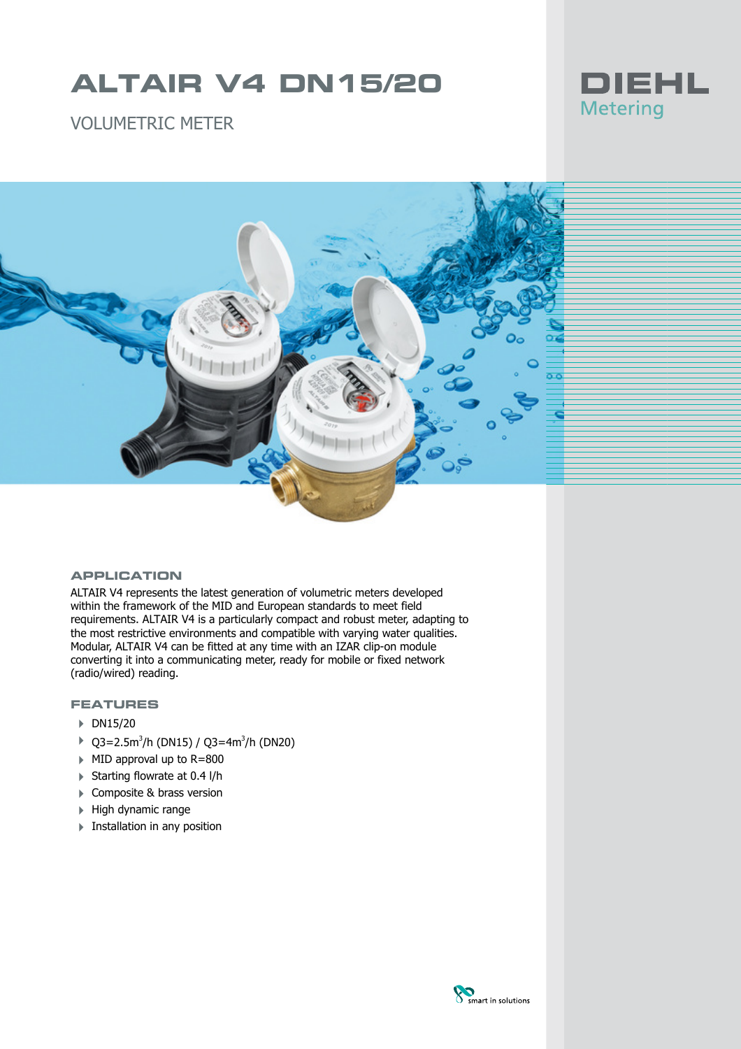# ALTAIR V4 DN15/20

VOLUMETRIC METER

DIEHL Metering

## APPLICATION

ALTAIR V4 represents the latest generation of volumetric meters developed within the framework of the MID and European standards to meet field requirements. ALTAIR V4 is a particularly compact and robust meter, adapting to the most restrictive environments and compatible with varying water qualities. Modular, ALTAIR V4 can be fitted at any time with an IZAR clip-on module converting it into a communicating meter, ready for mobile or fixed network (radio/wired) reading.

## FEATURES

- DN15/20
- Q3=2.5m$^3$/h (DN15) / Q3=4m$^3$/h (DN20)
- MID approval up to R=800
- Starting flowrate at 0.4 l/h
- Composite & brass version
- High dynamic range
- Installation in any position

smart in solutions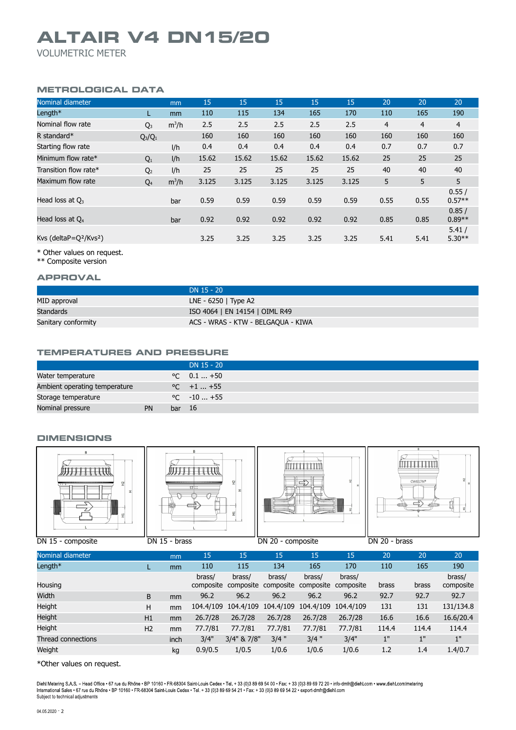# ALTAIR V4 DN15/20

VOLUMETRIC METER

## METROLOGICAL DATA

| Nominal diameter | | mm | 15 | 15 | 15 | 15 | 15 | 20 | 20 | 20 |
|---|---|---|---|---|---|---|---|---|---|---|
| Length* | L | mm | 110 | 115 | 134 | 165 | 170 | 110 | 165 | 190 |
| Nominal flow rate | $Q_3$ | $m^3/h$ | 2.5 | 2.5 | 2.5 | 2.5 | 2.5 | 4 | 4 | 4 |
| R standard* | $Q_3/Q_1$ | | 160 | 160 | 160 | 160 | 160 | 160 | 160 | 160 |
| Starting flow rate | | l/h | 0.4 | 0.4 | 0.4 | 0.4 | 0.4 | 0.7 | 0.7 | 0.7 |
| Minimum flow rate* | $Q_1$ | l/h | 15.62 | 15.62 | 15.62 | 15.62 | 15.62 | 25 | 25 | 25 |
| Transition flow rate* | $Q_2$ | l/h | 25 | 25 | 25 | 25 | 25 | 40 | 40 | 40 |
| Maximum flow rate | $Q_4$ | $m^3/h$ | 3.125 | 3.125 | 3.125 | 3.125 | 3.125 | 5 | 5 | 5 |
| Head loss at $Q_3$ | | bar | 0.59 | 0.59 | 0.59 | 0.59 | 0.59 | 0.55 | 0.55 | 0.55 / 0.57** |
| Head loss at $Q_4$ | | bar | 0.92 | 0.92 | 0.92 | 0.92 | 0.92 | 0.85 | 0.85 | 0.85 / 0.89** |
| Kvs (deltaP=Q²/Kvs²) | | | 3.25 | 3.25 | 3.25 | 3.25 | 3.25 | 5.41 | 5.41 | 5.41 / 5.30** |

\* Other values on request.
\*\* Composite version

## APPROVAL

| | DN 15 - 20 |
|---|---|
| MID approval | LNE - 6250 \| Type A2 |
| Standards | ISO 4064 \| EN 14154 \| OIML R49 |
| Sanitary conformity | ACS - WRAS - KTW - BELGAQUA - KIWA |

## TEMPERATURES AND PRESSURE

| | | | DN 15 - 20 |
|---|---|---|---|
| Water temperature | | °C | 0.1 ... +50 |
| Ambient operating temperature | | °C | +1 ... +55 |
| Storage temperature | | °C | -10 ... +55 |
| Nominal pressure | PN | bar | 16 |

## DIMENSIONS

DN 15 - composite

DN 15 - brass

DN 20 - composite

DN 20 - brass

| Nominal diameter | | mm | 15 | 15 | 15 | 15 | 15 | 20 | 20 | 20 |
|---|---|---|---|---|---|---|---|---|---|---|
| Length* | L | mm | 110 | 115 | 134 | 165 | 170 | 110 | 165 | 190 |
| Housing | | | brass/ composite | brass/ composite | brass/ composite | brass/ composite | brass/ composite | brass | brass | brass/ composite |
| Width | B | mm | 96.2 | 96.2 | 96.2 | 96.2 | 96.2 | 92.7 | 92.7 | 92.7 |
| Height | H | mm | 104.4/109 | 104.4/109 | 104.4/109 | 104.4/109 | 104.4/109 | 131 | 131 | 131/134.8 |
| Height | H1 | mm | 26.7/28 | 26.7/28 | 26.7/28 | 26.7/28 | 26.7/28 | 16.6 | 16.6 | 16.6/20.4 |
| Height | H2 | mm | 77.7/81 | 77.7/81 | 77.7/81 | 77.7/81 | 77.7/81 | 114.4 | 114.4 | 114.4 |
| Thread connections | | inch | 3/4" | 3/4" & 7/8" | 3/4 " | 3/4 " | 3/4" | 1" | 1" | 1" |
| Weight | | kg | 0.9/0.5 | 1/0.5 | 1/0.6 | 1/0.6 | 1/0.6 | 1.2 | 1.4 | 1.4/0.7 |

\*Other values on request.

Diehl Metering S.A.S. – Head Office • 67 rue du Rhône • BP 10160 • FR-68304 Saint-Louis Cedex • Tel. + 33 (0)3 89 69 54 00 • Fax: + 33 (0)3 89 69 72 20 • info-dmfr@diehl.com • www.diehl.com/metering
International Sales • 67 rue du Rhône • BP 10160 • FR-68304 Saint-Louis Cedex • Tel. + 33 (0)3 89 69 54 21 • Fax: + 33 (0)3 89 69 54 22 • export-dmfr@diehl.com
Subject to technical adjustments

04.05.2020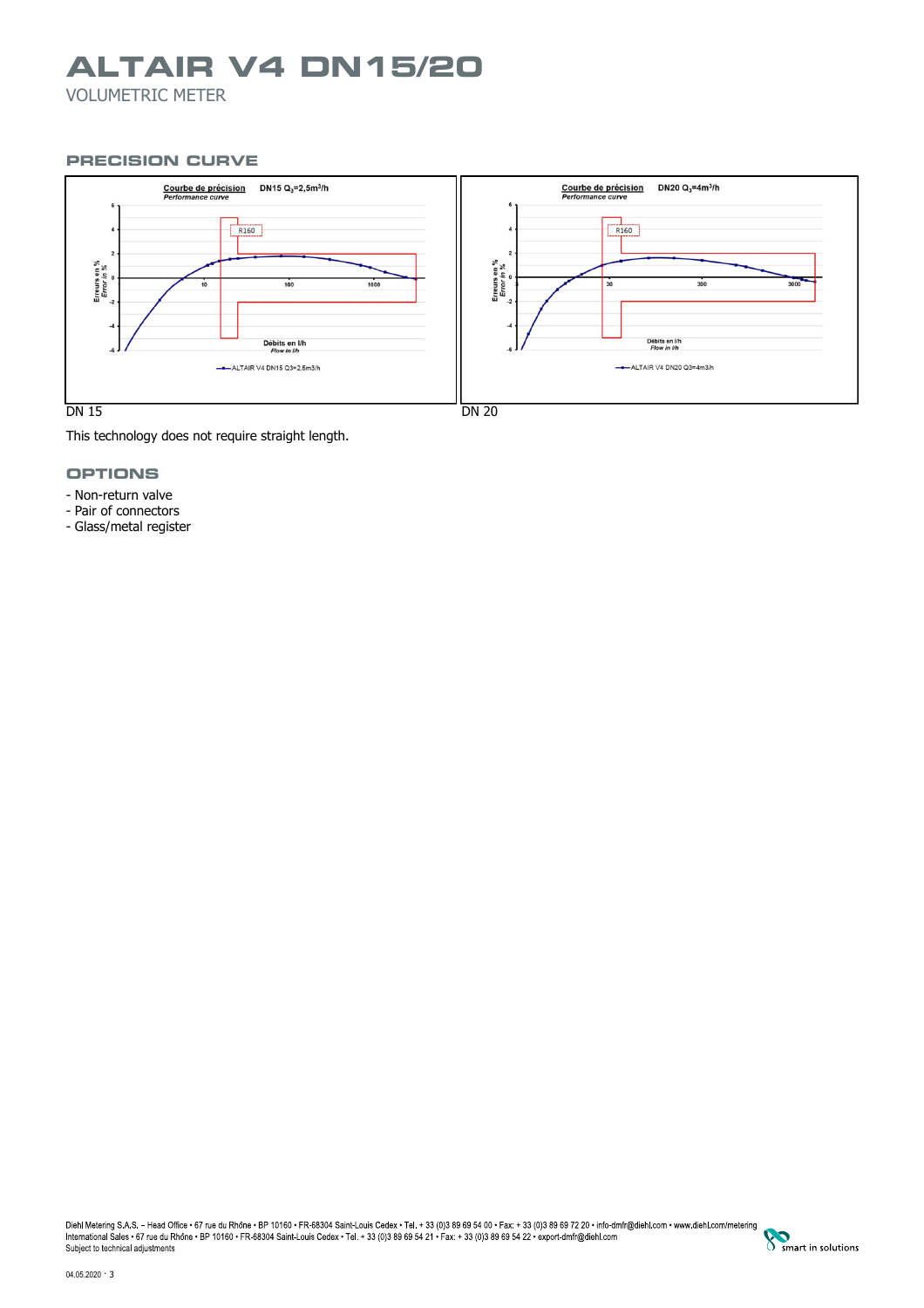# ALTAIR V4 DN15/20

VOLUMETRIC METER

## PRECISION CURVE

Courbe de précision DN15 $Q_3$=2,5m³/h
*Performance curve*

Erreurs en %
*Error in %*

6
4
2
0
-2
-4
-6

R160

10
100
1000

Débits en l/h
*Flow in l/h*

ALTAIR V4 DN15 Q3=2,5m3/h

DN 15

Courbe de précision DN20 $Q_3$=4m³/h
*Performance curve*

Erreurs en %
*Error in %*

6
4
2
0
-2
-4
-6

R160

3
30
300
3000

Débits en l/h
*Flow in l/h*

ALTAIR V4 DN20 Q3=4m3/h

DN 20

This technology does not require straight length.

## OPTIONS

- Non-return valve
- Pair of connectors
- Glass/metal register

Diehl Metering S.A.S. – Head Office • 67 rue du Rhône • BP 10160 • FR-68304 Saint-Louis Cedex • Tel. + 33 (0)3 89 69 54 00 • Fax: + 33 (0)3 89 69 72 20 • info-dmfr@diehl.com • www.diehl.com/metering
International Sales • 67 rue du Rhône • BP 10160 • FR-68304 Saint-Louis Cedex • Tel. + 33 (0)3 89 69 54 21 • Fax: + 33 (0)3 89 69 54 22 • export-dmfr@diehl.com
Subject to technical adjustments

smart in solutions

04.05.2020